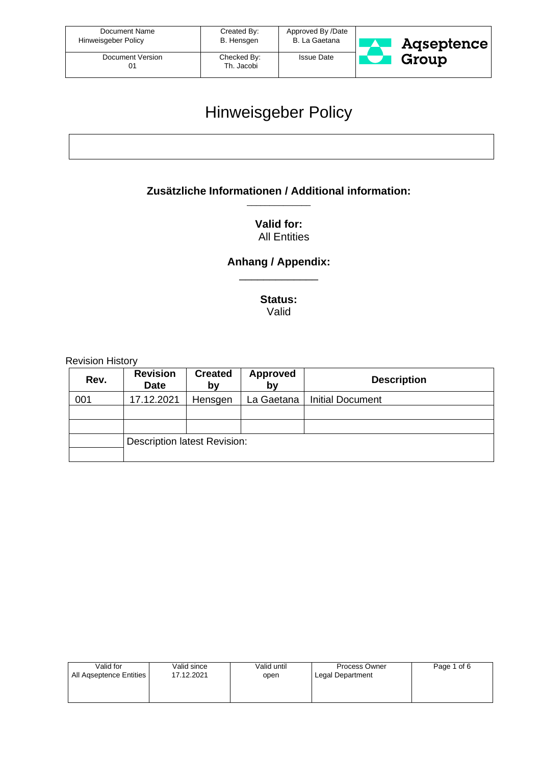| Document Name<br>Hinweisgeber Policy | Created By:<br>B. Hensgen | Approved By /Date<br>B. La Gaetana | Aqseptence Group |
|---|---|---|---|
| Document Version<br>01 | Checked By:<br>Th. Jacobi | Issue Date | |

# Hinweisgeber Policy

**Zusätzliche Informationen / Additional information:**

___________

**Valid for:**
All Entities

**Anhang / Appendix:**

_____________

**Status:**
Valid

Revision History

| Rev. | Revision Date | Created by | Approved by | Description |
|---|---|---|---|---|
| 001 | 17.12.2021 | Hensgen | La Gaetana | Initial Document |
| | | | | |
| | | | | |
| | Description latest Revision: | | | |
| | | | | |

| Valid for | Valid since | Valid until | Process Owner |
|---|---|---|---|
| All Aqseptence Entities | 17.12.2021 | open | Legal Department |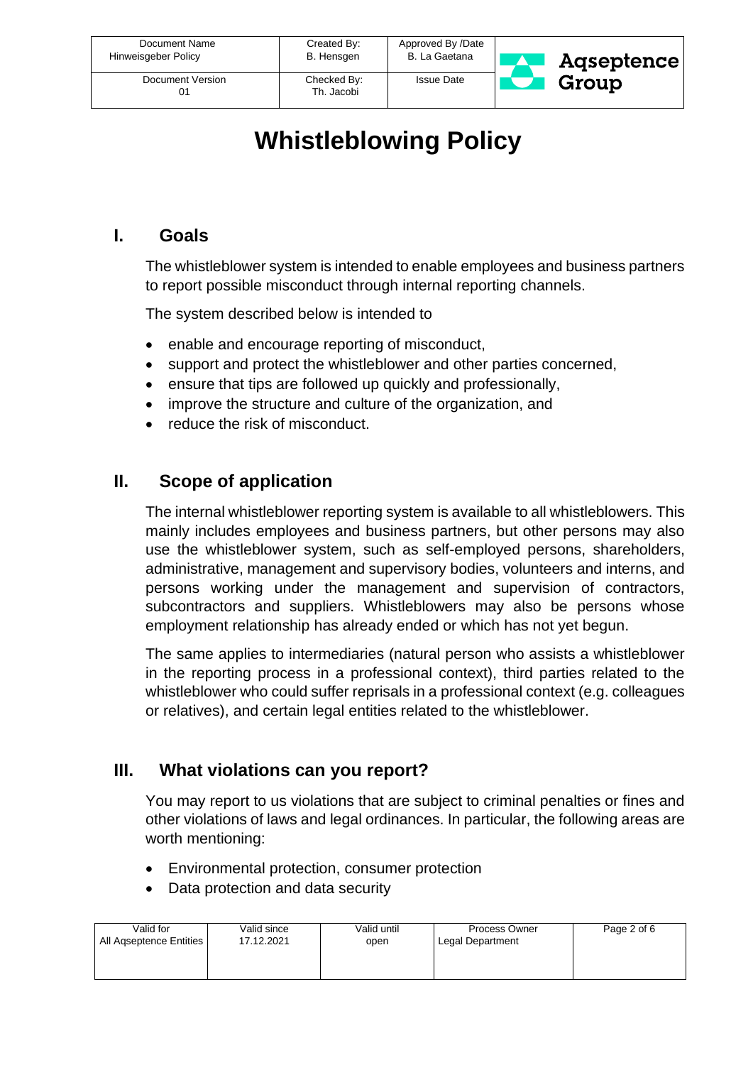# Whistleblowing Policy

## I. Goals

The whistleblower system is intended to enable employees and business partners to report possible misconduct through internal reporting channels.

The system described below is intended to

- enable and encourage reporting of misconduct,
- support and protect the whistleblower and other parties concerned,
- ensure that tips are followed up quickly and professionally,
- improve the structure and culture of the organization, and
- reduce the risk of misconduct.

## II. Scope of application

The internal whistleblower reporting system is available to all whistleblowers. This mainly includes employees and business partners, but other persons may also use the whistleblower system, such as self-employed persons, shareholders, administrative, management and supervisory bodies, volunteers and interns, and persons working under the management and supervision of contractors, subcontractors and suppliers. Whistleblowers may also be persons whose employment relationship has already ended or which has not yet begun.

The same applies to intermediaries (natural person who assists a whistleblower in the reporting process in a professional context), third parties related to the whistleblower who could suffer reprisals in a professional context (e.g. colleagues or relatives), and certain legal entities related to the whistleblower.

## III. What violations can you report?

You may report to us violations that are subject to criminal penalties or fines and other violations of laws and legal ordinances. In particular, the following areas are worth mentioning:

- Environmental protection, consumer protection
- Data protection and data security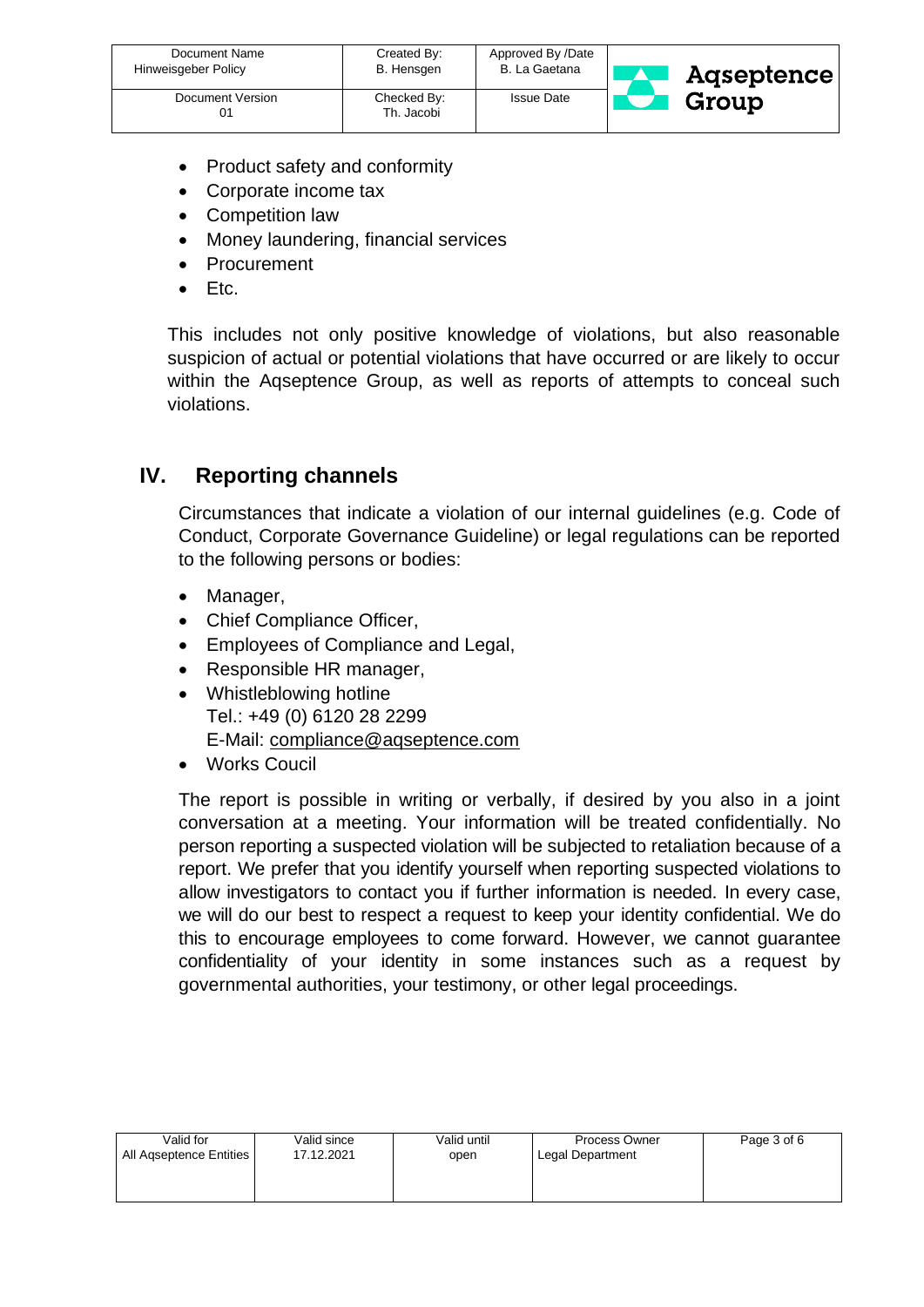- Product safety and conformity
- Corporate income tax
- Competition law
- Money laundering, financial services
- Procurement
- Etc.

This includes not only positive knowledge of violations, but also reasonable suspicion of actual or potential violations that have occurred or are likely to occur within the Aqseptence Group, as well as reports of attempts to conceal such violations.

## IV. Reporting channels

Circumstances that indicate a violation of our internal guidelines (e.g. Code of Conduct, Corporate Governance Guideline) or legal regulations can be reported to the following persons or bodies:

- Manager,
- Chief Compliance Officer,
- Employees of Compliance and Legal,
- Responsible HR manager,
- Whistleblowing hotline
  Tel.: +49 (0) 6120 28 2299
  E-Mail: compliance@aqseptence.com
- Works Coucil

The report is possible in writing or verbally, if desired by you also in a joint conversation at a meeting. Your information will be treated confidentially. No person reporting a suspected violation will be subjected to retaliation because of a report. We prefer that you identify yourself when reporting suspected violations to allow investigators to contact you if further information is needed. In every case, we will do our best to respect a request to keep your identity confidential. We do this to encourage employees to come forward. However, we cannot guarantee confidentiality of your identity in some instances such as a request by governmental authorities, your testimony, or other legal proceedings.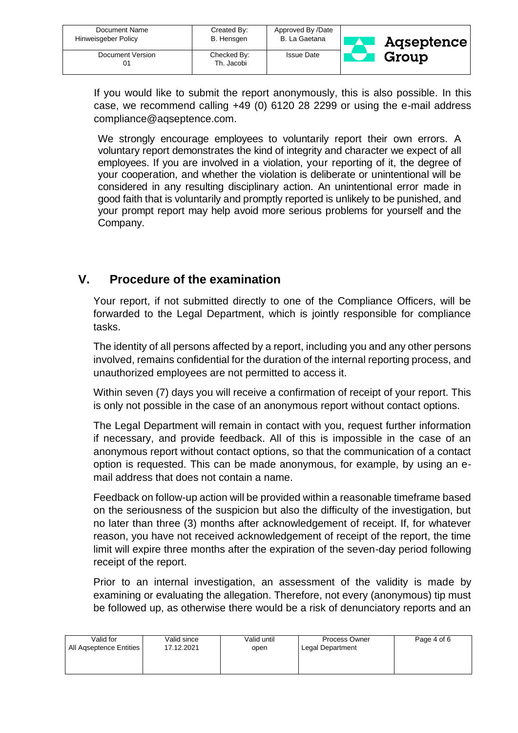If you would like to submit the report anonymously, this is also possible. In this case, we recommend calling +49 (0) 6120 28 2299 or using the e-mail address compliance@aqseptence.com.

We strongly encourage employees to voluntarily report their own errors. A voluntary report demonstrates the kind of integrity and character we expect of all employees. If you are involved in a violation, your reporting of it, the degree of your cooperation, and whether the violation is deliberate or unintentional will be considered in any resulting disciplinary action. An unintentional error made in good faith that is voluntarily and promptly reported is unlikely to be punished, and your prompt report may help avoid more serious problems for yourself and the Company.

## V. Procedure of the examination

Your report, if not submitted directly to one of the Compliance Officers, will be forwarded to the Legal Department, which is jointly responsible for compliance tasks.

The identity of all persons affected by a report, including you and any other persons involved, remains confidential for the duration of the internal reporting process, and unauthorized employees are not permitted to access it.

Within seven (7) days you will receive a confirmation of receipt of your report. This is only not possible in the case of an anonymous report without contact options.

The Legal Department will remain in contact with you, request further information if necessary, and provide feedback. All of this is impossible in the case of an anonymous report without contact options, so that the communication of a contact option is requested. This can be made anonymous, for example, by using an e-mail address that does not contain a name.

Feedback on follow-up action will be provided within a reasonable timeframe based on the seriousness of the suspicion but also the difficulty of the investigation, but no later than three (3) months after acknowledgement of receipt. If, for whatever reason, you have not received acknowledgement of receipt of the report, the time limit will expire three months after the expiration of the seven-day period following receipt of the report.

Prior to an internal investigation, an assessment of the validity is made by examining or evaluating the allegation. Therefore, not every (anonymous) tip must be followed up, as otherwise there would be a risk of denunciatory reports and an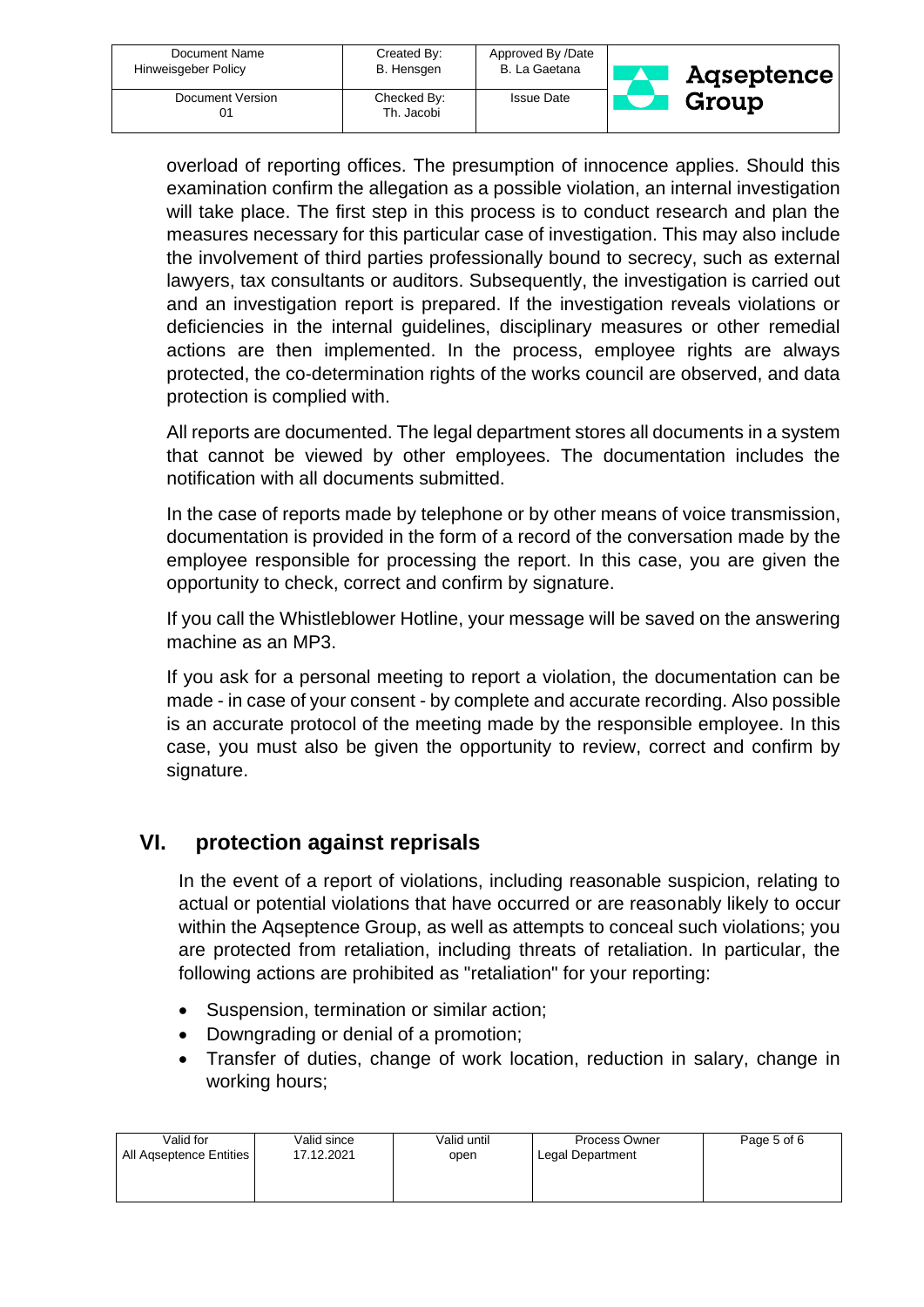overload of reporting offices. The presumption of innocence applies. Should this examination confirm the allegation as a possible violation, an internal investigation will take place. The first step in this process is to conduct research and plan the measures necessary for this particular case of investigation. This may also include the involvement of third parties professionally bound to secrecy, such as external lawyers, tax consultants or auditors. Subsequently, the investigation is carried out and an investigation report is prepared. If the investigation reveals violations or deficiencies in the internal guidelines, disciplinary measures or other remedial actions are then implemented. In the process, employee rights are always protected, the co-determination rights of the works council are observed, and data protection is complied with.

All reports are documented. The legal department stores all documents in a system that cannot be viewed by other employees. The documentation includes the notification with all documents submitted.

In the case of reports made by telephone or by other means of voice transmission, documentation is provided in the form of a record of the conversation made by the employee responsible for processing the report. In this case, you are given the opportunity to check, correct and confirm by signature.

If you call the Whistleblower Hotline, your message will be saved on the answering machine as an MP3.

If you ask for a personal meeting to report a violation, the documentation can be made - in case of your consent - by complete and accurate recording. Also possible is an accurate protocol of the meeting made by the responsible employee. In this case, you must also be given the opportunity to review, correct and confirm by signature.

## VI. protection against reprisals

In the event of a report of violations, including reasonable suspicion, relating to actual or potential violations that have occurred or are reasonably likely to occur within the Aqseptence Group, as well as attempts to conceal such violations; you are protected from retaliation, including threats of retaliation. In particular, the following actions are prohibited as "retaliation" for your reporting:

- Suspension, termination or similar action;
- Downgrading or denial of a promotion;
- Transfer of duties, change of work location, reduction in salary, change in working hours;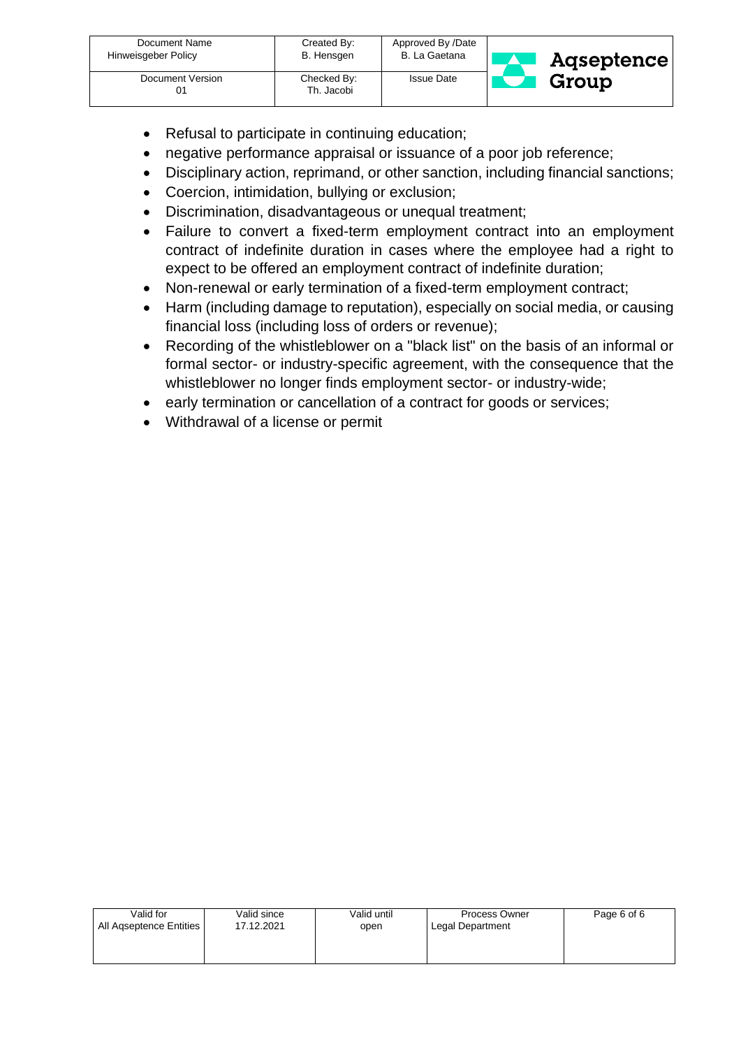- Refusal to participate in continuing education;
- negative performance appraisal or issuance of a poor job reference;
- Disciplinary action, reprimand, or other sanction, including financial sanctions;
- Coercion, intimidation, bullying or exclusion;
- Discrimination, disadvantageous or unequal treatment;
- Failure to convert a fixed-term employment contract into an employment contract of indefinite duration in cases where the employee had a right to expect to be offered an employment contract of indefinite duration;
- Non-renewal or early termination of a fixed-term employment contract;
- Harm (including damage to reputation), especially on social media, or causing financial loss (including loss of orders or revenue);
- Recording of the whistleblower on a "black list" on the basis of an informal or formal sector- or industry-specific agreement, with the consequence that the whistleblower no longer finds employment sector- or industry-wide;
- early termination or cancellation of a contract for goods or services;
- Withdrawal of a license or permit